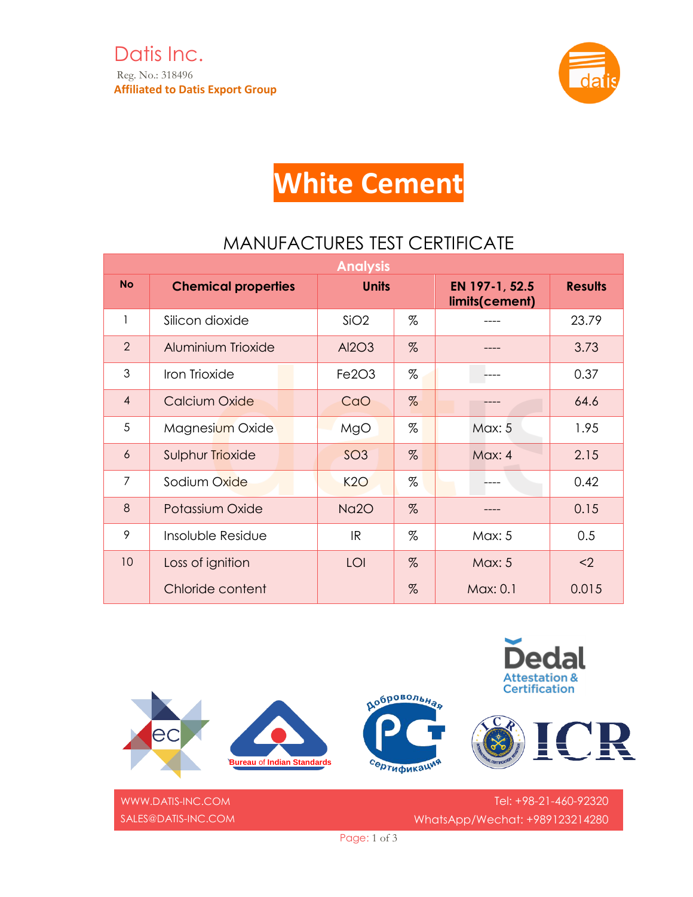Datis Inc.

Reg. No.: 318496

**Affiliated to Datis Export Group**

# White Cement

## MANUFACTURES TEST CERTIFICATE

| Analysis | | | | | |
|---|---|---|---|---|---|
| **No** | **Chemical properties** | **Units** | | **EN 197-1, 52.5 limits(cement)** | **Results** |
| 1 | Silicon dioxide | $SiO_2$ | % | ---- | 23.79 |
| 2 | Aluminium Trioxide | $Al_2O_3$ | % | ---- | 3.73 |
| 3 | Iron Trioxide | $Fe_2O_3$ | % | ---- | 0.37 |
| 4 | Calcium Oxide | CaO | % | ---- | 64.6 |
| 5 | Magnesium Oxide | MgO | % | Max: 5 | 1.95 |
| 6 | Sulphur Trioxide | $SO_3$ | % | Max: 4 | 2.15 |
| 7 | Sodium Oxide | $K_2O$ | % | ---- | 0.42 |
| 8 | Potassium Oxide | $Na_2O$ | % | ---- | 0.15 |
| 9 | Insoluble Residue | IR | % | Max: 5 | 0.5 |
| 10 | Loss of ignition | LOI | % | Max: 5 | <2 |
| | Chloride content | | % | Max: 0.1 | 0.015 |

Dedal Attestation & Certification

Bureau of Indian Standards

Добровольная сертификация

ICR

WWW.DATIS-INC.COM

SALES@DATIS-INC.COM

Tel: +98-21-460-92320

WhatsApp/Wechat: +989123214280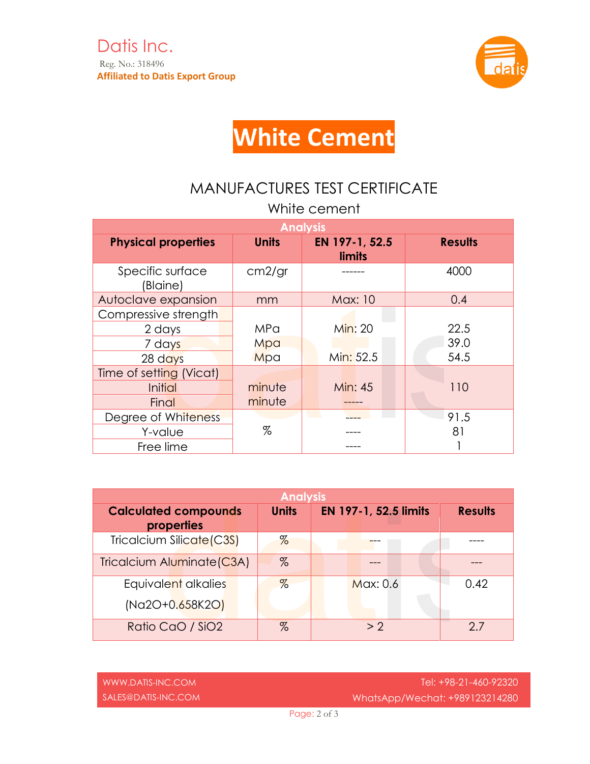Datis Inc.

Reg. No.: 318496

**Affiliated to Datis Export Group**

# White Cement

## MANUFACTURES TEST CERTIFICATE

White cement

| Analysis | | | |
|---|---|---|---|
| **Physical properties** | **Units** | **EN 197-1, 52.5 limits** | **Results** |
| Specific surface (Blaine) | cm2/gr | ------ | 4000 |
| Autoclave expansion | mm | Max: 10 | 0.4 |
| Compressive strength | | | |
| 2 days | MPa | Min: 20 | 22.5 |
| 7 days | Mpa | | 39.0 |
| 28 days | Mpa | Min: 52.5 | 54.5 |
| Time of setting (Vicat) | | | |
| Initial | minute | Min: 45 | 110 |
| Final | minute | ----- | |
| Degree of Whiteness | % | ---- | 91.5 |
| Y-value | % | ---- | 81 |
| Free lime | % | ---- | 1 |

| Analysis | | | |
|---|---|---|---|
| **Calculated compounds properties** | **Units** | **EN 197-1, 52.5 limits** | **Results** |
| Tricalcium Silicate(C3S) | % | --- | ---- |
| Tricalcium Aluminate(C3A) | % | --- | --- |
| Equivalent alkalies ($Na_2O+0.658K_2O$) | % | Max: 0.6 | 0.42 |
| Ratio CaO / $SiO_2$ | % | > 2 | 2.7 |

WWW.DATIS-INC.COM

SALES@DATIS-INC.COM

Tel: +98-21-460-92320

WhatsApp/Wechat: +989123214280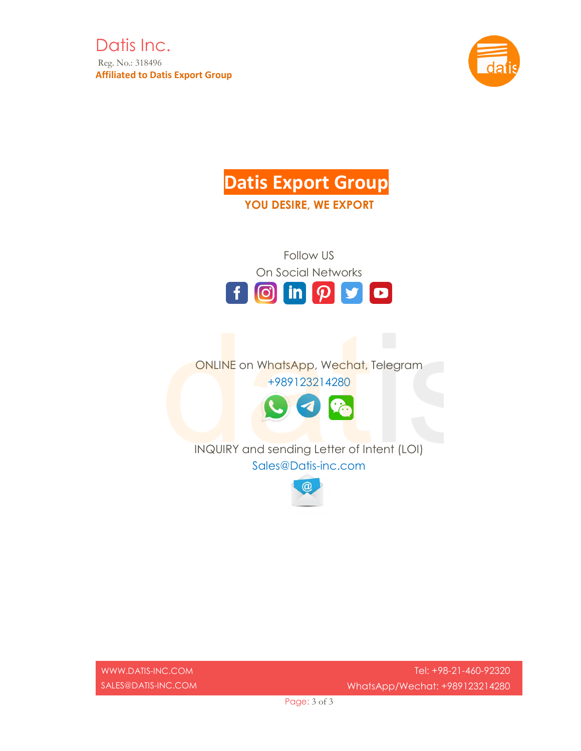Datis Inc.

Reg. No.: 318496

**Affiliated to Datis Export Group**

# Datis Export Group

**YOU DESIRE, WE EXPORT**

Follow US

On Social Networks

ONLINE on WhatsApp, Wechat, Telegram

+989123214280

INQUIRY and sending Letter of Intent (LOI)

Sales@Datis-inc.com

WWW.DATIS-INC.COM

SALES@DATIS-INC.COM

Tel: +98-21-460-92320

WhatsApp/Wechat: +989123214280